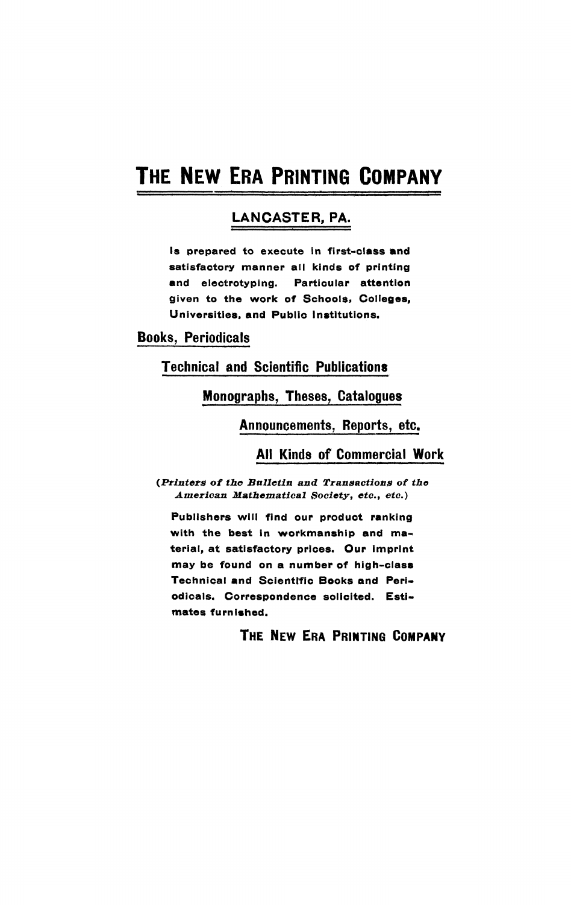# THE NEW ERA PRINTING COMPANY

## LANCASTER, PA.

Is prepared to execute in first-class and satisfactory manner all kinds of printing and electrotyping. Particular attention given to the work of Schools, Colleges, Universities, and Public Institutions.

**Books, Periodicals**

**Technical and Scientific Publications**

**Monographs, Theses, Catalogues**

**Announcements, Reports, etc.**

**All Kinds of Commercial Work**

*(Printers of the Bulletin and Transactions of the American Mathematical Society, etc., etc.)*

Publishers will find our product ranking with the best in workmanship and material, at satisfactory prices. Our imprint may be found on a number of high-class Technical and Scientific Books and Periodicals. Correspondence solicited. Estimates furnished.

THE NEW ERA PRINTING COMPANY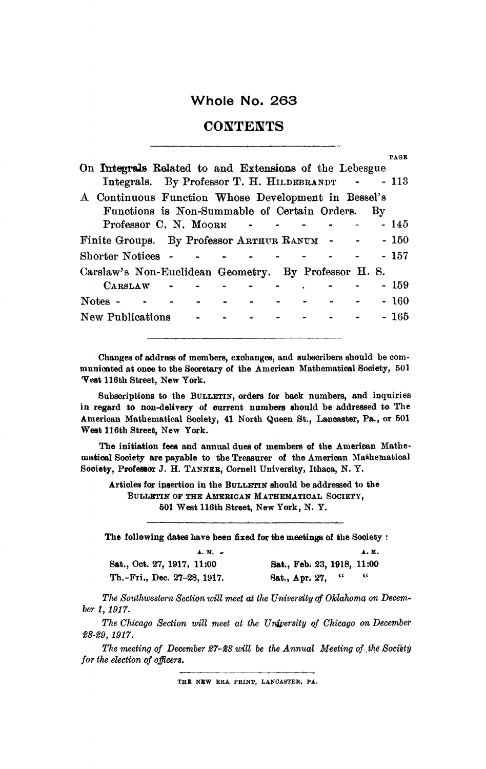# Whole No. 263

## CONTENTS

| | PAGE |
|---|---|
| On Integrals Related to and Extensions of the Lebesgue Integrals. By Professor T. H. HILDEBRANDT | 113 |
| A Continuous Function Whose Development in Bessel's Functions is Non-Summable of Certain Orders. By Professor C. N. MOORE | 145 |
| Finite Groups. By Professor ARTHUR RANUM | 150 |
| Shorter Notices | 157 |
| Carslaw's Non-Euclidean Geometry. By Professor H. S. CARSLAW | 159 |
| Notes | 160 |
| New Publications | 165 |

Changes of address of members, exchanges, and subscribers should be communicated at once to the Secretary of the American Mathematical Society, 501 West 116th Street, New York.

Subscriptions to the BULLETIN, orders for back numbers, and inquiries in regard to non-delivery of current numbers should be addressed to The American Mathematical Society, 41 North Queen St., Lancaster, Pa., or 501 West 116th Street, New York.

The initiation fees and annual dues of members of the American Mathematical Society are payable to the Treasurer of the American Mathematical Society, Professor J. H. TANNER, Cornell University, Ithaca, N. Y.

Articles for insertion in the BULLETIN should be addressed to the BULLETIN OF THE AMERICAN MATHEMATICAL SOCIETY, 501 West 116th Street, New York, N. Y.

The following dates have been fixed for the meetings of the Society :

| | A. M. | | A. M. |
|---|---|---|---|
| Sat., Oct. 27, 1917, | 11:00 | Sat., Feb. 23, 1918, | 11:00 |
| Th.-Fri., Dec. 27-28, 1917. | | Sat., Apr. 27, " | " |

*The Southwestern Section will meet at the University of Oklahoma on December 1, 1917.*

*The Chicago Section will meet at the University of Chicago on December 28-29, 1917.*

*The meeting of December 27-28 will be the Annual Meeting of the Society for the election of officers.*

THE NEW ERA PRINT, LANCASTER, PA.